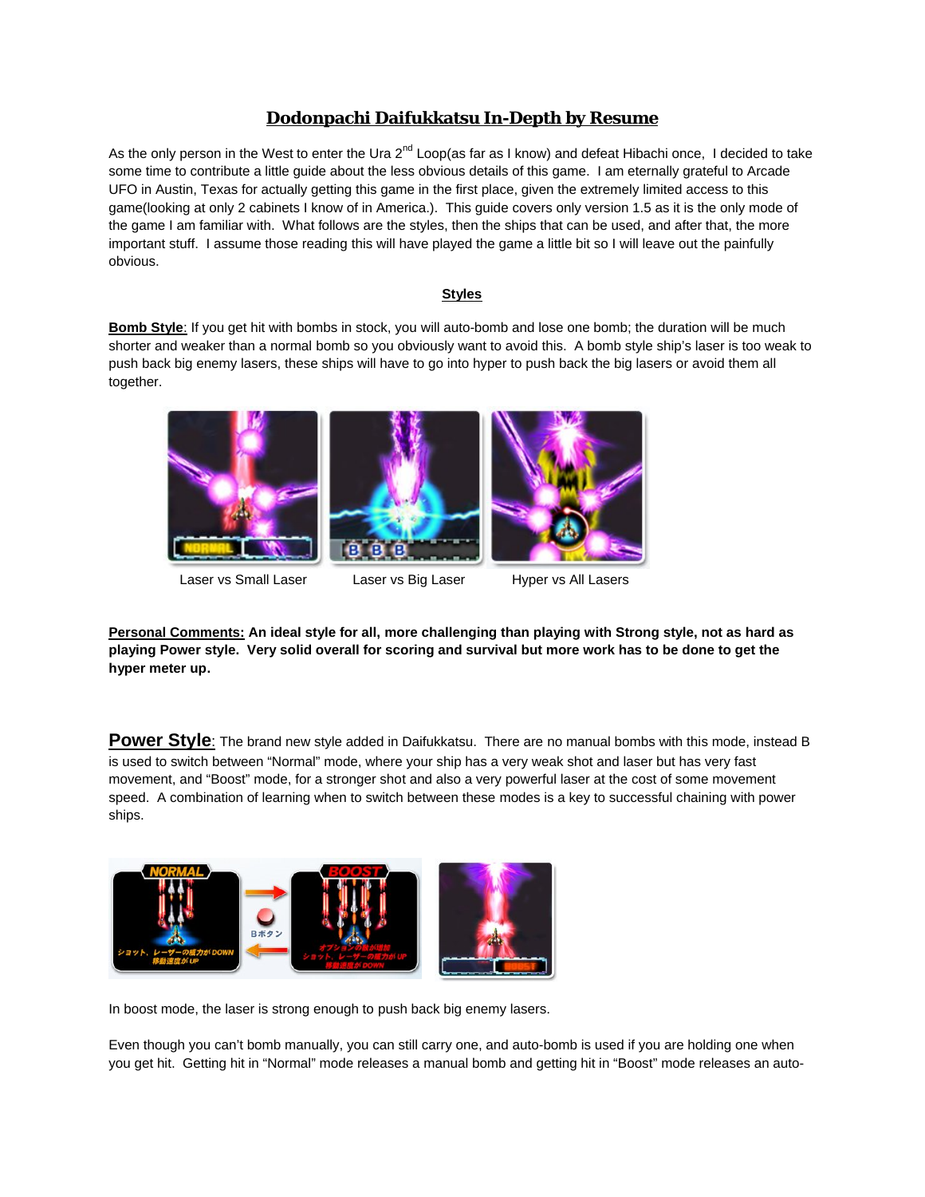# Dodonpachi Daifukkatsu In-Depth by Resume

As the only person in the West to enter the Ura 2nd Loop(as far as I know) and defeat Hibachi once, I decided to take some time to contribute a little guide about the less obvious details of this game. I am eternally grateful to Arcade UFO in Austin, Texas for actually getting this game in the first place, given the extremely limited access to this game(looking at only 2 cabinets I know of in America.). This guide covers only version 1.5 as it is the only mode of the game I am familiar with. What follows are the styles, then the ships that can be used, and after that, the more important stuff. I assume those reading this will have played the game a little bit so I will leave out the painfully obvious.

## Styles

**Bomb Style**: If you get hit with bombs in stock, you will auto-bomb and lose one bomb; the duration will be much shorter and weaker than a normal bomb so you obviously want to avoid this. A bomb style ship's laser is too weak to push back big enemy lasers, these ships will have to go into hyper to push back the big lasers or avoid them all together.

Laser vs Small Laser     Laser vs Big Laser     Hyper vs All Lasers

**Personal Comments: An ideal style for all, more challenging than playing with Strong style, not as hard as playing Power style. Very solid overall for scoring and survival but more work has to be done to get the hyper meter up.**

**Power Style**: The brand new style added in Daifukkatsu. There are no manual bombs with this mode, instead B is used to switch between "Normal" mode, where your ship has a very weak shot and laser but has very fast movement, and "Boost" mode, for a stronger shot and also a very powerful laser at the cost of some movement speed. A combination of learning when to switch between these modes is a key to successful chaining with power ships.

In boost mode, the laser is strong enough to push back big enemy lasers.

Even though you can't bomb manually, you can still carry one, and auto-bomb is used if you are holding one when you get hit. Getting hit in "Normal" mode releases a manual bomb and getting hit in "Boost" mode releases an auto-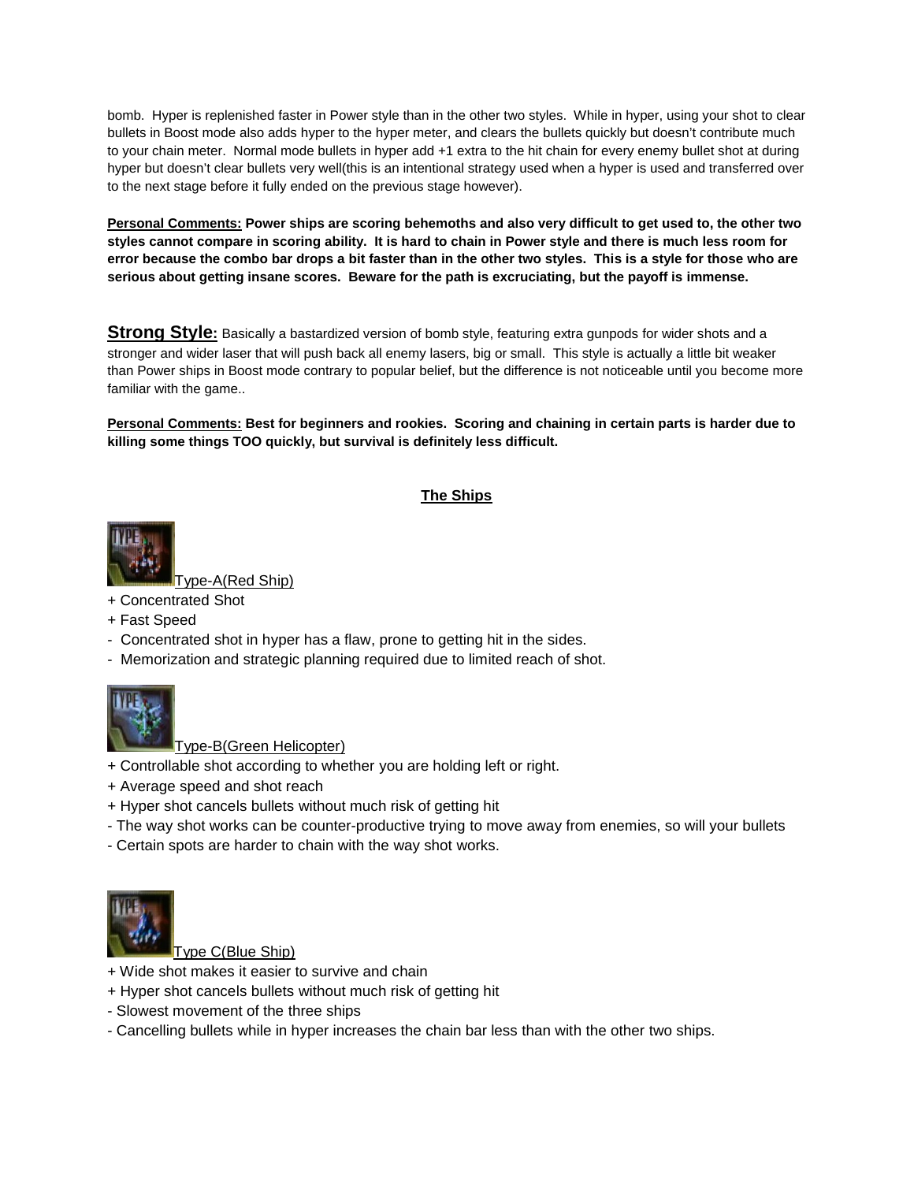bomb. Hyper is replenished faster in Power style than in the other two styles. While in hyper, using your shot to clear bullets in Boost mode also adds hyper to the hyper meter, and clears the bullets quickly but doesn't contribute much to your chain meter. Normal mode bullets in hyper add +1 extra to the hit chain for every enemy bullet shot at during hyper but doesn't clear bullets very well(this is an intentional strategy used when a hyper is used and transferred over to the next stage before it fully ended on the previous stage however).

**<u>Personal Comments:</u> Power ships are scoring behemoths and also very difficult to get used to, the other two styles cannot compare in scoring ability. It is hard to chain in Power style and there is much less room for error because the combo bar drops a bit faster than in the other two styles. This is a style for those who are serious about getting insane scores. Beware for the path is excruciating, but the payoff is immense.**

**<u>Strong Style</u>:** Basically a bastardized version of bomb style, featuring extra gunpods for wider shots and a stronger and wider laser that will push back all enemy lasers, big or small. This style is actually a little bit weaker than Power ships in Boost mode contrary to popular belief, but the difference is not noticeable until you become more familiar with the game..

**<u>Personal Comments:</u> Best for beginners and rookies. Scoring and chaining in certain parts is harder due to killing some things TOO quickly, but survival is definitely less difficult.**

## <u>The Ships</u>

<u>Type-A(Red Ship)</u>

+ Concentrated Shot
+ Fast Speed
- Concentrated shot in hyper has a flaw, prone to getting hit in the sides.
- Memorization and strategic planning required due to limited reach of shot.

<u>Type-B(Green Helicopter)</u>

+ Controllable shot according to whether you are holding left or right.
+ Average speed and shot reach
+ Hyper shot cancels bullets without much risk of getting hit
- The way shot works can be counter-productive trying to move away from enemies, so will your bullets
- Certain spots are harder to chain with the way shot works.

<u>Type C(Blue Ship)</u>

+ Wide shot makes it easier to survive and chain
+ Hyper shot cancels bullets without much risk of getting hit
- Slowest movement of the three ships
- Cancelling bullets while in hyper increases the chain bar less than with the other two ships.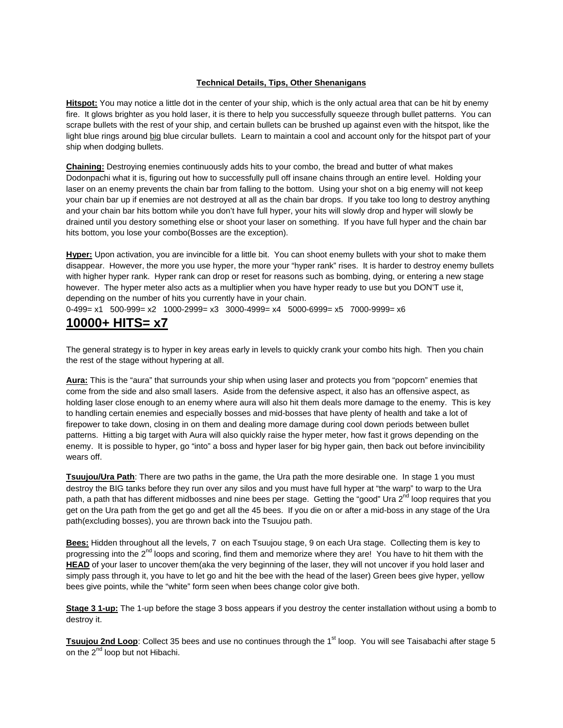## Technical Details, Tips, Other Shenanigans

**Hitspot:** You may notice a little dot in the center of your ship, which is the only actual area that can be hit by enemy fire. It glows brighter as you hold laser, it is there to help you successfully squeeze through bullet patterns. You can scrape bullets with the rest of your ship, and certain bullets can be brushed up against even with the hitspot, like the light blue rings around big blue circular bullets. Learn to maintain a cool and account only for the hitspot part of your ship when dodging bullets.

**Chaining:** Destroying enemies continuously adds hits to your combo, the bread and butter of what makes Dodonpachi what it is, figuring out how to successfully pull off insane chains through an entire level. Holding your laser on an enemy prevents the chain bar from falling to the bottom. Using your shot on a big enemy will not keep your chain bar up if enemies are not destroyed at all as the chain bar drops. If you take too long to destroy anything and your chain bar hits bottom while you don't have full hyper, your hits will slowly drop and hyper will slowly be drained until you destory something else or shoot your laser on something. If you have full hyper and the chain bar hits bottom, you lose your combo(Bosses are the exception).

**Hyper:** Upon activation, you are invincible for a little bit. You can shoot enemy bullets with your shot to make them disappear. However, the more you use hyper, the more your "hyper rank" rises. It is harder to destroy enemy bullets with higher hyper rank. Hyper rank can drop or reset for reasons such as bombing, dying, or entering a new stage however. The hyper meter also acts as a multiplier when you have hyper ready to use but you DON'T use it, depending on the number of hits you currently have in your chain.

0-499= x1 500-999= x2 1000-2999= x3 3000-4999= x4 5000-6999= x5 7000-9999= x6

# 10000+ HITS= x7

The general strategy is to hyper in key areas early in levels to quickly crank your combo hits high. Then you chain the rest of the stage without hypering at all.

**Aura:** This is the "aura" that surrounds your ship when using laser and protects you from "popcorn" enemies that come from the side and also small lasers. Aside from the defensive aspect, it also has an offensive aspect, as holding laser close enough to an enemy where aura will also hit them deals more damage to the enemy. This is key to handling certain enemies and especially bosses and mid-bosses that have plenty of health and take a lot of firepower to take down, closing in on them and dealing more damage during cool down periods between bullet patterns. Hitting a big target with Aura will also quickly raise the hyper meter, how fast it grows depending on the enemy. It is possible to hyper, go "into" a boss and hyper laser for big hyper gain, then back out before invincibility wears off.

**Tsuujou/Ura Path**: There are two paths in the game, the Ura path the more desirable one. In stage 1 you must destroy the BIG tanks before they run over any silos and you must have full hyper at "the warp" to warp to the Ura path, a path that has different midbosses and nine bees per stage. Getting the "good" Ura 2nd loop requires that you get on the Ura path from the get go and get all the 45 bees. If you die on or after a mid-boss in any stage of the Ura path(excluding bosses), you are thrown back into the Tsuujou path.

**Bees:** Hidden throughout all the levels, 7 on each Tsuujou stage, 9 on each Ura stage. Collecting them is key to progressing into the 2nd loops and scoring, find them and memorize where they are! You have to hit them with the **HEAD** of your laser to uncover them(aka the very beginning of the laser, they will not uncover if you hold laser and simply pass through it, you have to let go and hit the bee with the head of the laser) Green bees give hyper, yellow bees give points, while the "white" form seen when bees change color give both.

**Stage 3 1-up:** The 1-up before the stage 3 boss appears if you destroy the center installation without using a bomb to destroy it.

**Tsuujou 2nd Loop**: Collect 35 bees and use no continues through the 1st loop. You will see Taisabachi after stage 5 on the 2nd loop but not Hibachi.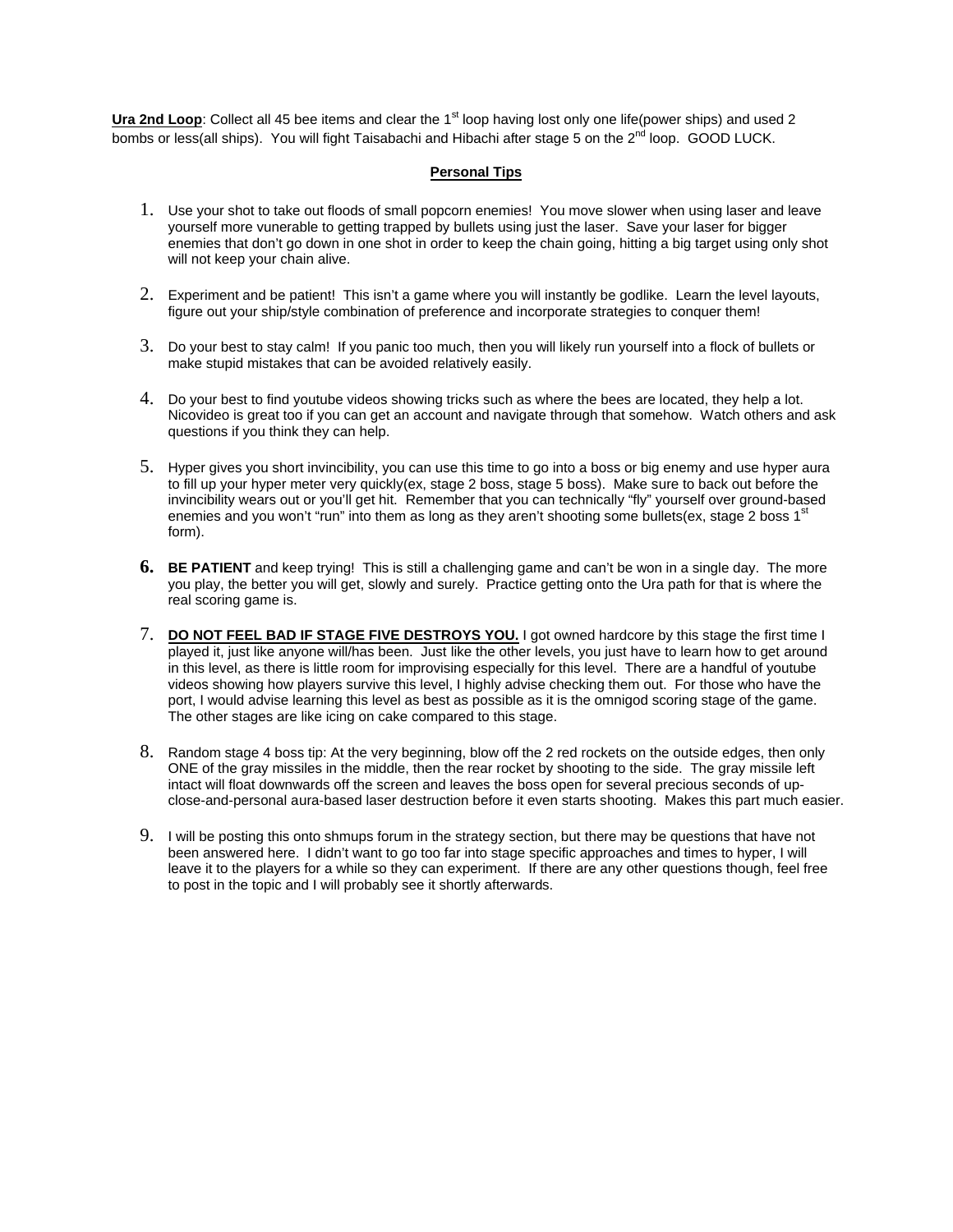**Ura 2nd Loop**: Collect all 45 bee items and clear the 1st loop having lost only one life(power ships) and used 2 bombs or less(all ships). You will fight Taisabachi and Hibachi after stage 5 on the 2nd loop. GOOD LUCK.

**Personal Tips**

1. Use your shot to take out floods of small popcorn enemies! You move slower when using laser and leave yourself more vunerable to getting trapped by bullets using just the laser. Save your laser for bigger enemies that don't go down in one shot in order to keep the chain going, hitting a big target using only shot will not keep your chain alive.

2. Experiment and be patient! This isn't a game where you will instantly be godlike. Learn the level layouts, figure out your ship/style combination of preference and incorporate strategies to conquer them!

3. Do your best to stay calm! If you panic too much, then you will likely run yourself into a flock of bullets or make stupid mistakes that can be avoided relatively easily.

4. Do your best to find youtube videos showing tricks such as where the bees are located, they help a lot. Nicovideo is great too if you can get an account and navigate through that somehow. Watch others and ask questions if you think they can help.

5. Hyper gives you short invincibility, you can use this time to go into a boss or big enemy and use hyper aura to fill up your hyper meter very quickly(ex, stage 2 boss, stage 5 boss). Make sure to back out before the invincibility wears out or you'll get hit. Remember that you can technically "fly" yourself over ground-based enemies and you won't "run" into them as long as they aren't shooting some bullets(ex, stage 2 boss 1st form).

6. **BE PATIENT** and keep trying! This is still a challenging game and can't be won in a single day. The more you play, the better you will get, slowly and surely. Practice getting onto the Ura path for that is where the real scoring game is.

7. **DO NOT FEEL BAD IF STAGE FIVE DESTROYS YOU.** I got owned hardcore by this stage the first time I played it, just like anyone will/has been. Just like the other levels, you just have to learn how to get around in this level, as there is little room for improvising especially for this level. There are a handful of youtube videos showing how players survive this level, I highly advise checking them out. For those who have the port, I would advise learning this level as best as possible as it is the omnigod scoring stage of the game. The other stages are like icing on cake compared to this stage.

8. Random stage 4 boss tip: At the very beginning, blow off the 2 red rockets on the outside edges, then only ONE of the gray missiles in the middle, then the rear rocket by shooting to the side. The gray missile left intact will float downwards off the screen and leaves the boss open for several precious seconds of up-close-and-personal aura-based laser destruction before it even starts shooting. Makes this part much easier.

9. I will be posting this onto shmups forum in the strategy section, but there may be questions that have not been answered here. I didn't want to go too far into stage specific approaches and times to hyper, I will leave it to the players for a while so they can experiment. If there are any other questions though, feel free to post in the topic and I will probably see it shortly afterwards.